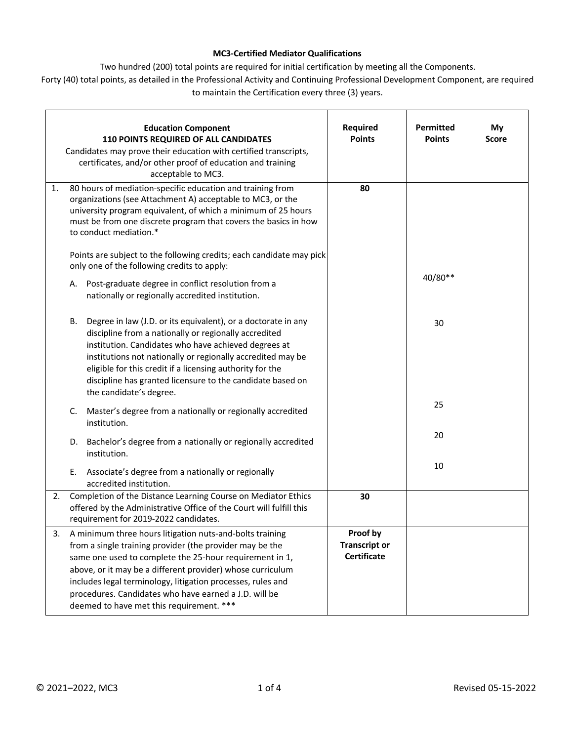**MC3-Certified Mediator Qualifications**

Two hundred (200) total points are required for initial certification by meeting all the Components.

Forty (40) total points, as detailed in the Professional Activity and Continuing Professional Development Component, are required to maintain the Certification every three (3) years.

| **Education Component**<br>**110 POINTS REQUIRED OF ALL CANDIDATES**<br>Candidates may prove their education with certified transcripts, certificates, and/or other proof of education and training acceptable to MC3. | **Required Points** | **Permitted Points** | **My Score** |
|---|---|---|---|
| 1. 80 hours of mediation-specific education and training from organizations (see Attachment A) acceptable to MC3, or the university program equivalent, of which a minimum of 25 hours must be from one discrete program that covers the basics in how to conduct mediation.*<br><br>Points are subject to the following credits; each candidate may pick only one of the following credits to apply: | **80** | | |
| A. Post-graduate degree in conflict resolution from a nationally or regionally accredited institution. | | 40/80** | |
| B. Degree in law (J.D. or its equivalent), or a doctorate in any discipline from a nationally or regionally accredited institution. Candidates who have achieved degrees at institutions not nationally or regionally accredited may be eligible for this credit if a licensing authority for the discipline has granted licensure to the candidate based on the candidate's degree. | | 30 | |
| C. Master's degree from a nationally or regionally accredited institution. | | 25 | |
| D. Bachelor's degree from a nationally or regionally accredited institution. | | 20 | |
| E. Associate's degree from a nationally or regionally accredited institution. | | 10 | |
| 2. Completion of the Distance Learning Course on Mediator Ethics offered by the Administrative Office of the Court will fulfill this requirement for 2019-2022 candidates. | **30** | | |
| 3. A minimum three hours litigation nuts-and-bolts training from a single training provider (the provider may be the same one used to complete the 25-hour requirement in 1, above, or it may be a different provider) whose curriculum includes legal terminology, litigation processes, rules and procedures. Candidates who have earned a J.D. will be deemed to have met this requirement. *** | **Proof by Transcript or Certificate** | | |

© 2021–2022, MC3 Revised 05-15-2022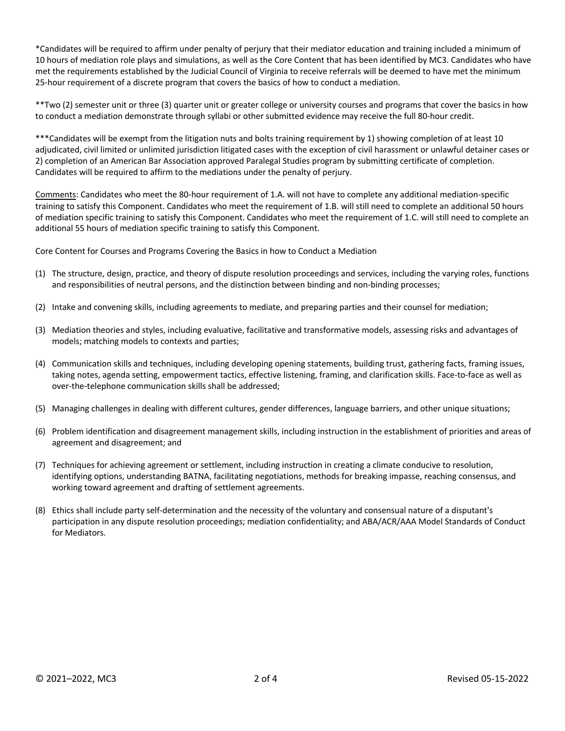*Candidates will be required to affirm under penalty of perjury that their mediator education and training included a minimum of 10 hours of mediation role plays and simulations, as well as the Core Content that has been identified by MC3. Candidates who have met the requirements established by the Judicial Council of Virginia to receive referrals will be deemed to have met the minimum 25-hour requirement of a discrete program that covers the basics of how to conduct a mediation.

**Two (2) semester unit or three (3) quarter unit or greater college or university courses and programs that cover the basics in how to conduct a mediation demonstrate through syllabi or other submitted evidence may receive the full 80-hour credit.

***Candidates will be exempt from the litigation nuts and bolts training requirement by 1) showing completion of at least 10 adjudicated, civil limited or unlimited jurisdiction litigated cases with the exception of civil harassment or unlawful detainer cases or 2) completion of an American Bar Association approved Paralegal Studies program by submitting certificate of completion. Candidates will be required to affirm to the mediations under the penalty of perjury.

<u>Comments</u>: Candidates who meet the 80-hour requirement of 1.A. will not have to complete any additional mediation-specific training to satisfy this Component. Candidates who meet the requirement of 1.B. will still need to complete an additional 50 hours of mediation specific training to satisfy this Component. Candidates who meet the requirement of 1.C. will still need to complete an additional 55 hours of mediation specific training to satisfy this Component.

Core Content for Courses and Programs Covering the Basics in how to Conduct a Mediation

(1) The structure, design, practice, and theory of dispute resolution proceedings and services, including the varying roles, functions and responsibilities of neutral persons, and the distinction between binding and non-binding processes;

(2) Intake and convening skills, including agreements to mediate, and preparing parties and their counsel for mediation;

(3) Mediation theories and styles, including evaluative, facilitative and transformative models, assessing risks and advantages of models; matching models to contexts and parties;

(4) Communication skills and techniques, including developing opening statements, building trust, gathering facts, framing issues, taking notes, agenda setting, empowerment tactics, effective listening, framing, and clarification skills. Face-to-face as well as over-the-telephone communication skills shall be addressed;

(5) Managing challenges in dealing with different cultures, gender differences, language barriers, and other unique situations;

(6) Problem identification and disagreement management skills, including instruction in the establishment of priorities and areas of agreement and disagreement; and

(7) Techniques for achieving agreement or settlement, including instruction in creating a climate conducive to resolution, identifying options, understanding BATNA, facilitating negotiations, methods for breaking impasse, reaching consensus, and working toward agreement and drafting of settlement agreements.

(8) Ethics shall include party self-determination and the necessity of the voluntary and consensual nature of a disputant's participation in any dispute resolution proceedings; mediation confidentiality; and ABA/ACR/AAA Model Standards of Conduct for Mediators.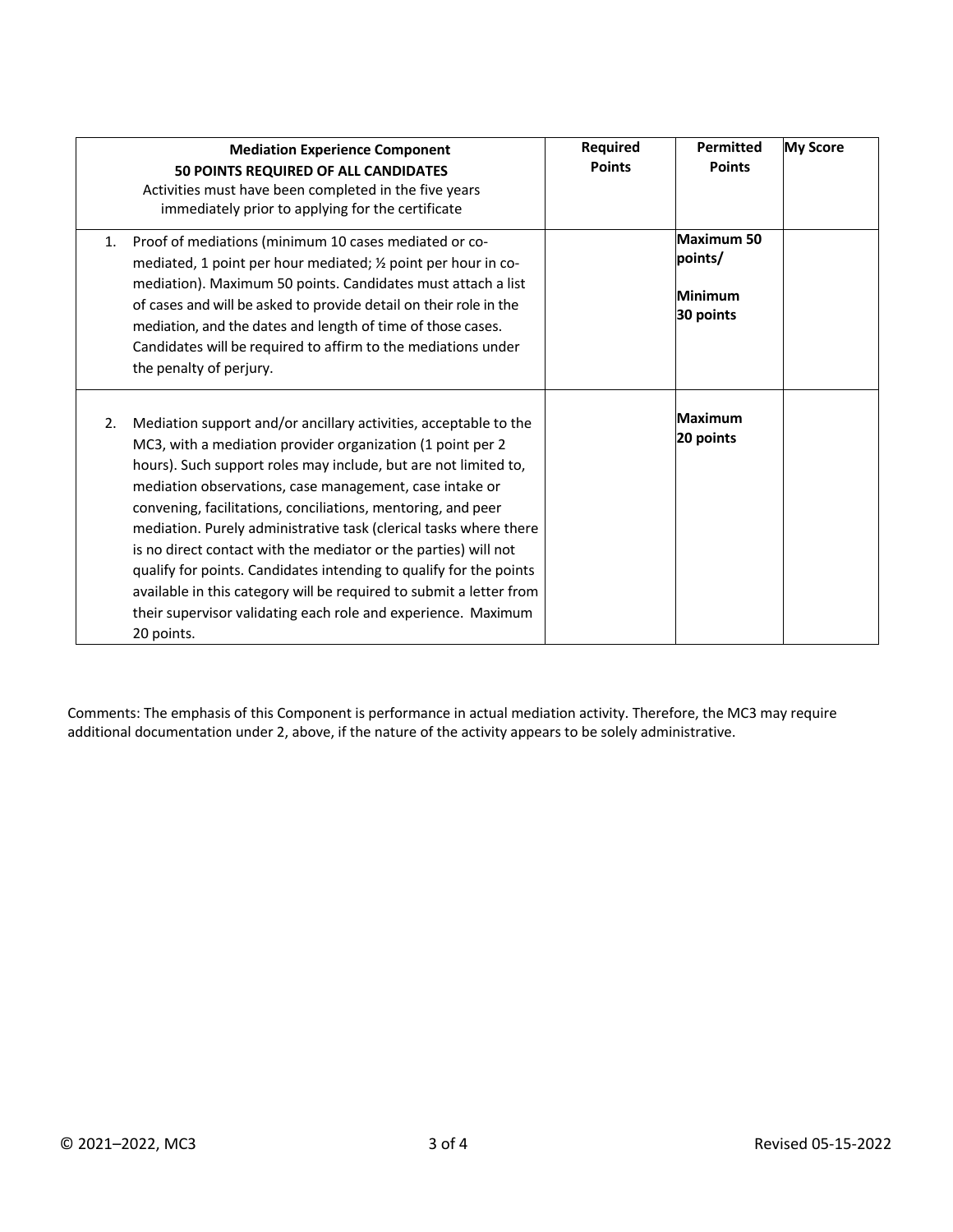| **Mediation Experience Component** **50 POINTS REQUIRED OF ALL CANDIDATES** Activities must have been completed in the five years immediately prior to applying for the certificate | **Required Points** | **Permitted Points** | **My Score** |
|---|---|---|---|
| 1. Proof of mediations (minimum 10 cases mediated or co-mediated, 1 point per hour mediated; ½ point per hour in co-mediation). Maximum 50 points. Candidates must attach a list of cases and will be asked to provide detail on their role in the mediation, and the dates and length of time of those cases. Candidates will be required to affirm to the mediations under the penalty of perjury. | | **Maximum 50 points/** **Minimum 30 points** | |
| 2. Mediation support and/or ancillary activities, acceptable to the MC3, with a mediation provider organization (1 point per 2 hours). Such support roles may include, but are not limited to, mediation observations, case management, case intake or convening, facilitations, conciliations, mentoring, and peer mediation. Purely administrative task (clerical tasks where there is no direct contact with the mediator or the parties) will not qualify for points. Candidates intending to qualify for the points available in this category will be required to submit a letter from their supervisor validating each role and experience. Maximum 20 points. | | **Maximum 20 points** | |

Comments: The emphasis of this Component is performance in actual mediation activity. Therefore, the MC3 may require additional documentation under 2, above, if the nature of the activity appears to be solely administrative.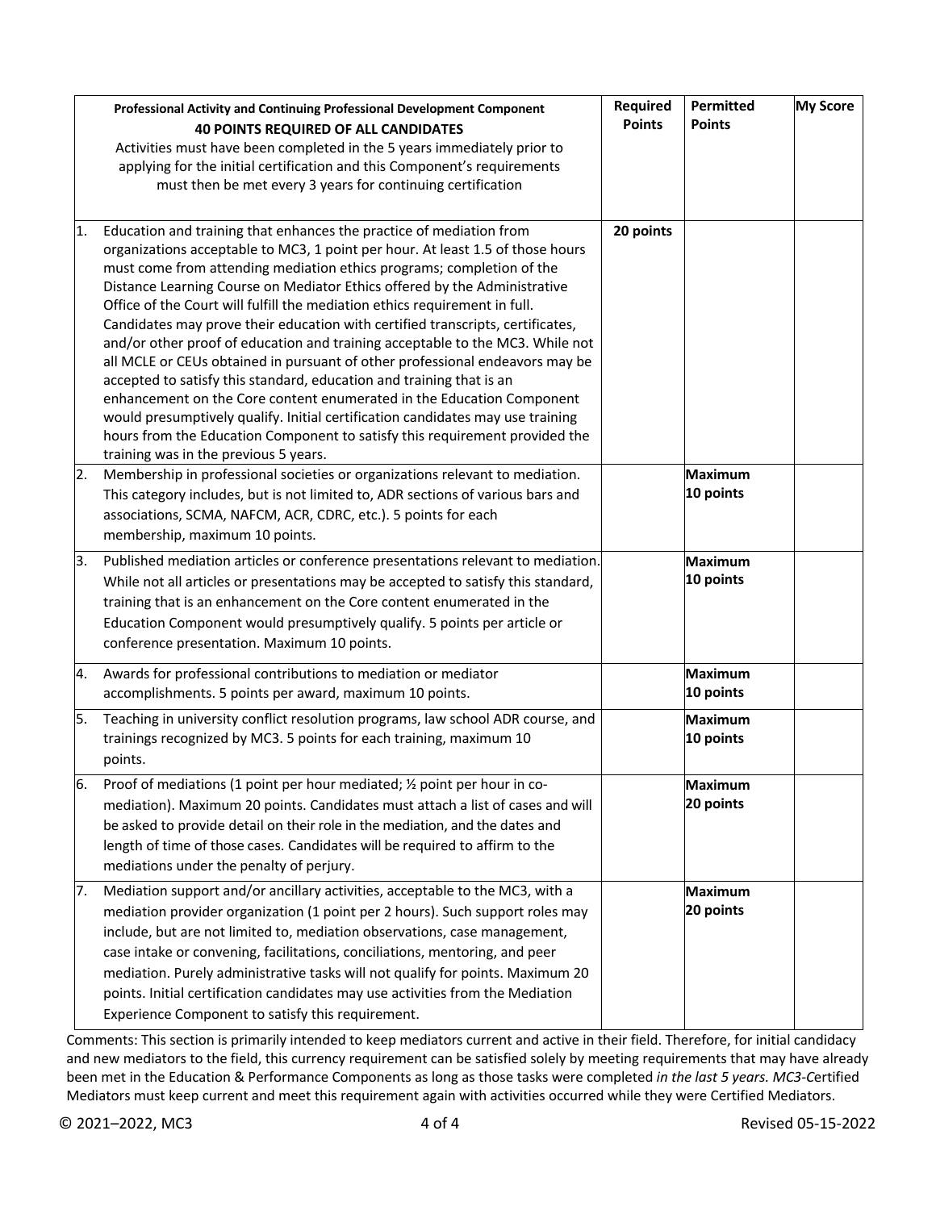| **Professional Activity and Continuing Professional Development Component**<br>**40 POINTS REQUIRED OF ALL CANDIDATES**<br>Activities must have been completed in the 5 years immediately prior to applying for the initial certification and this Component's requirements must then be met every 3 years for continuing certification | **Required Points** | **Permitted Points** | **My Score** |
|---|---|---|---|
| 1. Education and training that enhances the practice of mediation from organizations acceptable to MC3, 1 point per hour. At least 1.5 of those hours must come from attending mediation ethics programs; completion of the Distance Learning Course on Mediator Ethics offered by the Administrative Office of the Court will fulfill the mediation ethics requirement in full. Candidates may prove their education with certified transcripts, certificates, and/or other proof of education and training acceptable to the MC3. While not all MCLE or CEUs obtained in pursuant of other professional endeavors may be accepted to satisfy this standard, education and training that is an enhancement on the Core content enumerated in the Education Component would presumptively qualify. Initial certification candidates may use training hours from the Education Component to satisfy this requirement provided the training was in the previous 5 years. | **20 points** | | |
| 2. Membership in professional societies or organizations relevant to mediation. This category includes, but is not limited to, ADR sections of various bars and associations, SCMA, NAFCM, ACR, CDRC, etc.). 5 points for each membership, maximum 10 points. | | **Maximum 10 points** | |
| 3. Published mediation articles or conference presentations relevant to mediation. While not all articles or presentations may be accepted to satisfy this standard, training that is an enhancement on the Core content enumerated in the Education Component would presumptively qualify. 5 points per article or conference presentation. Maximum 10 points. | | **Maximum 10 points** | |
| 4. Awards for professional contributions to mediation or mediator accomplishments. 5 points per award, maximum 10 points. | | **Maximum 10 points** | |
| 5. Teaching in university conflict resolution programs, law school ADR course, and trainings recognized by MC3. 5 points for each training, maximum 10 points. | | **Maximum 10 points** | |
| 6. Proof of mediations (1 point per hour mediated; ½ point per hour in co-mediation). Maximum 20 points. Candidates must attach a list of cases and will be asked to provide detail on their role in the mediation, and the dates and length of time of those cases. Candidates will be required to affirm to the mediations under the penalty of perjury. | | **Maximum 20 points** | |
| 7. Mediation support and/or ancillary activities, acceptable to the MC3, with a mediation provider organization (1 point per 2 hours). Such support roles may include, but are not limited to, mediation observations, case management, case intake or convening, facilitations, conciliations, mentoring, and peer mediation. Purely administrative tasks will not qualify for points. Maximum 20 points. Initial certification candidates may use activities from the Mediation Experience Component to satisfy this requirement. | | **Maximum 20 points** | |

Comments: This section is primarily intended to keep mediators current and active in their field. Therefore, for initial candidacy and new mediators to the field, this currency requirement can be satisfied solely by meeting requirements that may have already been met in the Education & Performance Components as long as those tasks were completed *in the last 5 years. MC3-*Certified Mediators must keep current and meet this requirement again with activities occurred while they were Certified Mediators.

© 2021–2022, MC3 Revised 05-15-2022